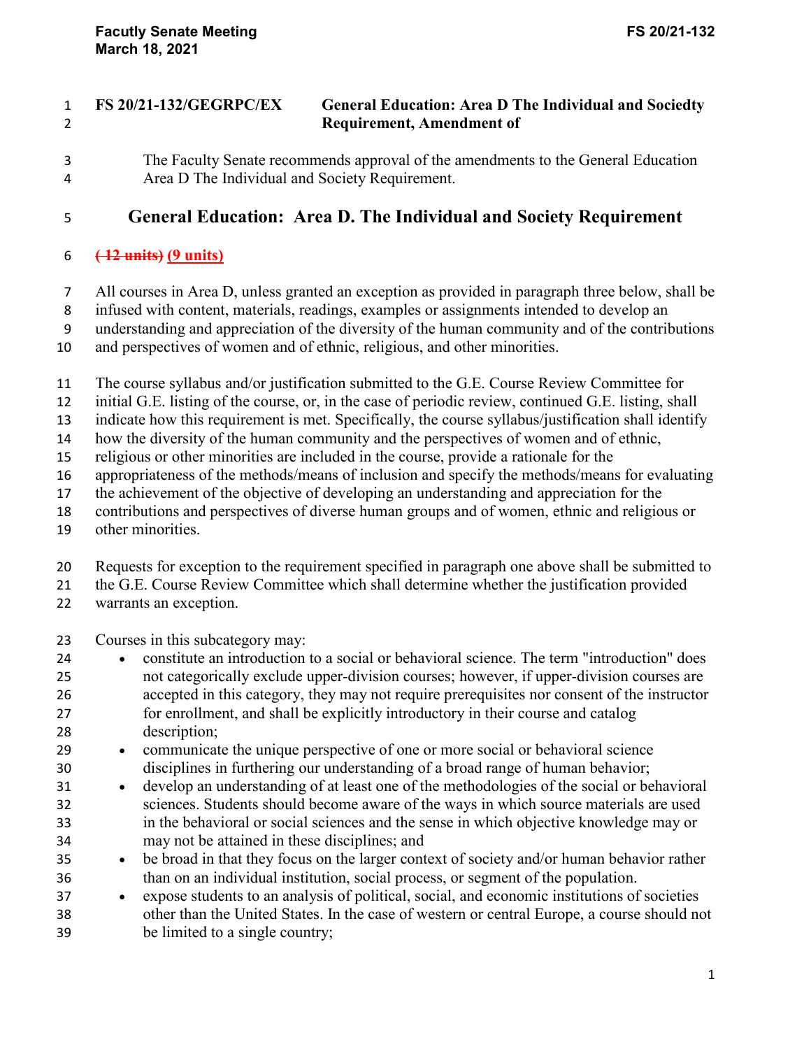**FS 20/21-132/GEGRPC/EX** **General Education: Area D The Individual and Societdty Requirement, Amendment of**

The Faculty Senate recommends approval of the amendments to the General Education Area D The Individual and Society Requirement.

# General Education: Area D. The Individual and Society Requirement

**~~( 12 units)~~ (9 units)**

All courses in Area D, unless granted an exception as provided in paragraph three below, shall be infused with content, materials, readings, examples or assignments intended to develop an understanding and appreciation of the diversity of the human community and of the contributions and perspectives of women and of ethnic, religious, and other minorities.

The course syllabus and/or justification submitted to the G.E. Course Review Committee for initial G.E. listing of the course, or, in the case of periodic review, continued G.E. listing, shall indicate how this requirement is met. Specifically, the course syllabus/justification shall identify how the diversity of the human community and the perspectives of women and of ethnic, religious or other minorities are included in the course, provide a rationale for the appropriateness of the methods/means of inclusion and specify the methods/means for evaluating the achievement of the objective of developing an understanding and appreciation for the contributions and perspectives of diverse human groups and of women, ethnic and religious or other minorities.

Requests for exception to the requirement specified in paragraph one above shall be submitted to the G.E. Course Review Committee which shall determine whether the justification provided warrants an exception.

Courses in this subcategory may:

- constitute an introduction to a social or behavioral science. The term "introduction" does not categorically exclude upper-division courses; however, if upper-division courses are accepted in this category, they may not require prerequisites nor consent of the instructor for enrollment, and shall be explicitly introductory in their course and catalog description;
- communicate the unique perspective of one or more social or behavioral science disciplines in furthering our understanding of a broad range of human behavior;
- develop an understanding of at least one of the methodologies of the social or behavioral sciences. Students should become aware of the ways in which source materials are used in the behavioral or social sciences and the sense in which objective knowledge may or may not be attained in these disciplines; and
- be broad in that they focus on the larger context of society and/or human behavior rather than on an individual institution, social process, or segment of the population.
- expose students to an analysis of political, social, and economic institutions of societies other than the United States. In the case of western or central Europe, a course should not be limited to a single country;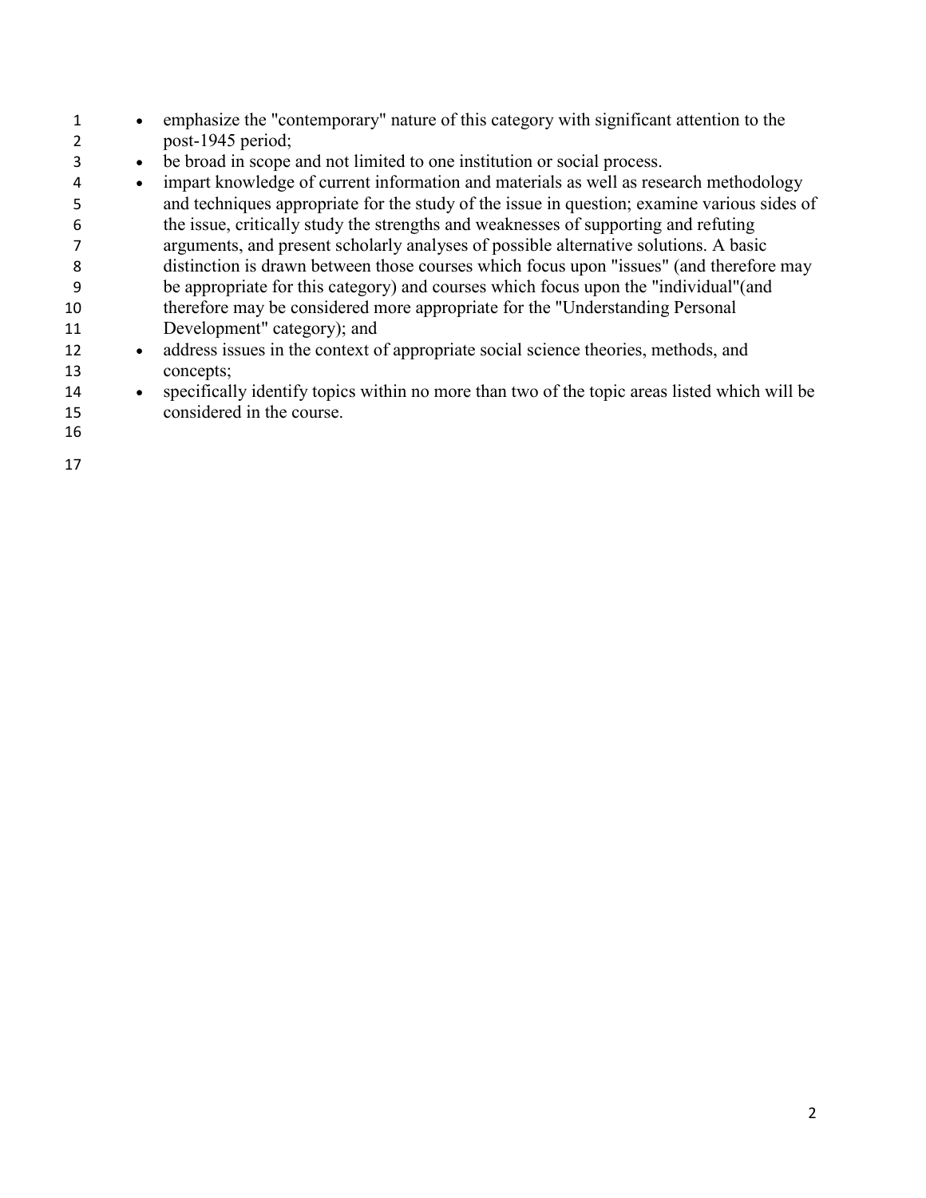- emphasize the "contemporary" nature of this category with significant attention to the post-1945 period;
- be broad in scope and not limited to one institution or social process.
- impart knowledge of current information and materials as well as research methodology and techniques appropriate for the study of the issue in question; examine various sides of the issue, critically study the strengths and weaknesses of supporting and refuting arguments, and present scholarly analyses of possible alternative solutions. A basic distinction is drawn between those courses which focus upon "issues" (and therefore may be appropriate for this category) and courses which focus upon the "individual"(and therefore may be considered more appropriate for the "Understanding Personal Development" category); and
- address issues in the context of appropriate social science theories, methods, and concepts;
- specifically identify topics within no more than two of the topic areas listed which will be considered in the course.